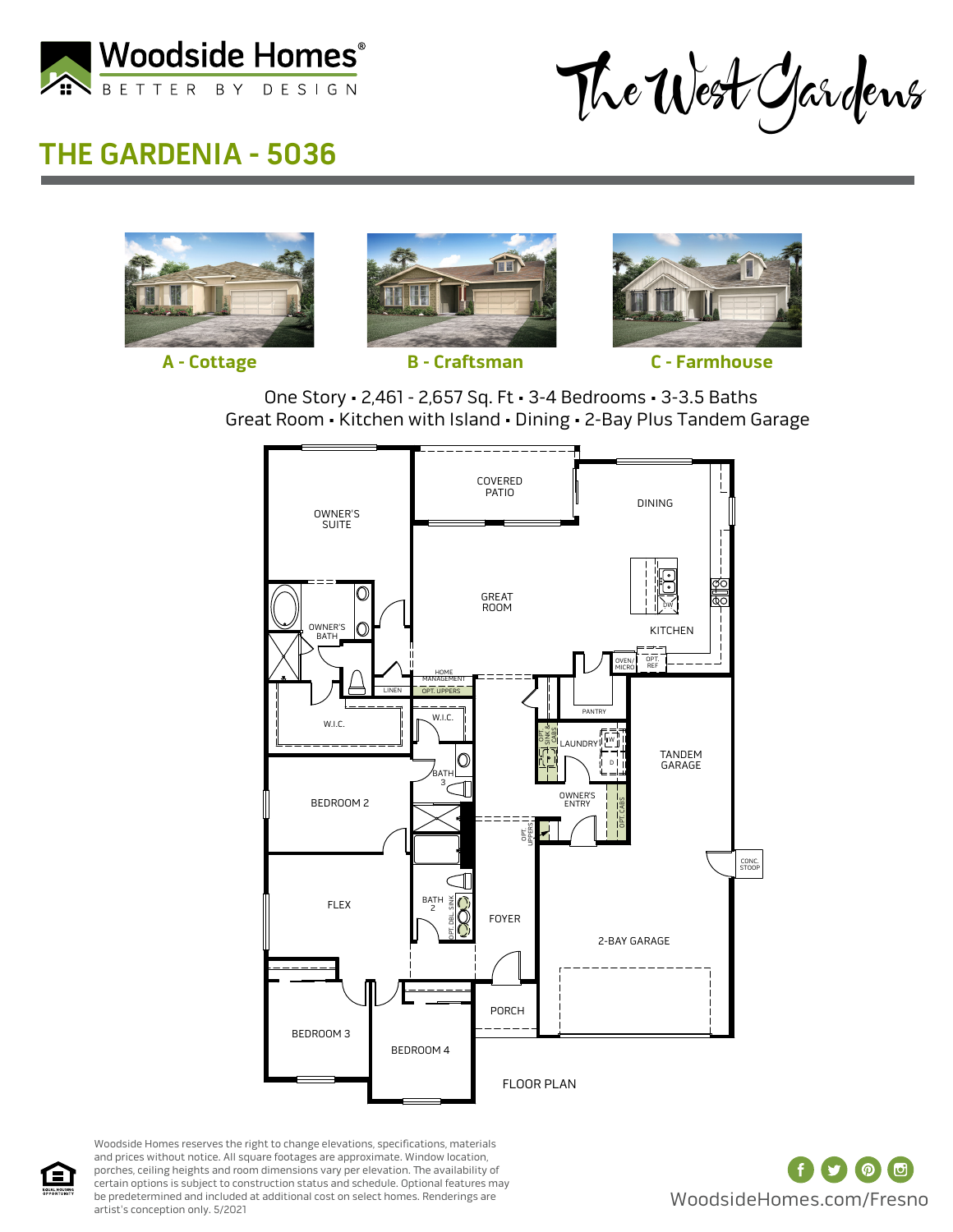Woodside Homes®

BETTER BY DESIGN

The West Gardens

# THE GARDENIA - 5036

A - Cottage

B - Craftsman

C - Farmhouse

One Story ▪ 2,461 - 2,657 Sq. Ft ▪ 3-4 Bedrooms ▪ 3-3.5 Baths

Great Room ▪ Kitchen with Island ▪ Dining ▪ 2-Bay Plus Tandem Garage

OWNER'S SUITE

COVERED PATIO

DINING

GREAT ROOM

KITCHEN

OWNER'S BATH

LINEN

HOME MANAGEMENT

OPT. UPPERS

OVEN/ MICRO

OPT. REF

PANTRY

W.I.C.

W.I.C.

BATH 3

OPT. SINK & CABS

LAUNDRY

TANDEM GARAGE

BEDROOM 2

OWNER'S ENTRY

OPT. CABS

OPT. UPPERS

CONC. STOOP

FLEX

BATH 2

OPT. DBL. SINK

FOYER

2-BAY GARAGE

BEDROOM 3

BEDROOM 4

PORCH

FLOOR PLAN

Woodside Homes reserves the right to change elevations, specifications, materials and prices without notice. All square footages are approximate. Window location, porches, ceiling heights and room dimensions vary per elevation. The availability of certain options is subject to construction status and schedule. Optional features may be predetermined and included at additional cost on select homes. Renderings are artist's conception only. 5/2021

WoodsideHomes.com/Fresno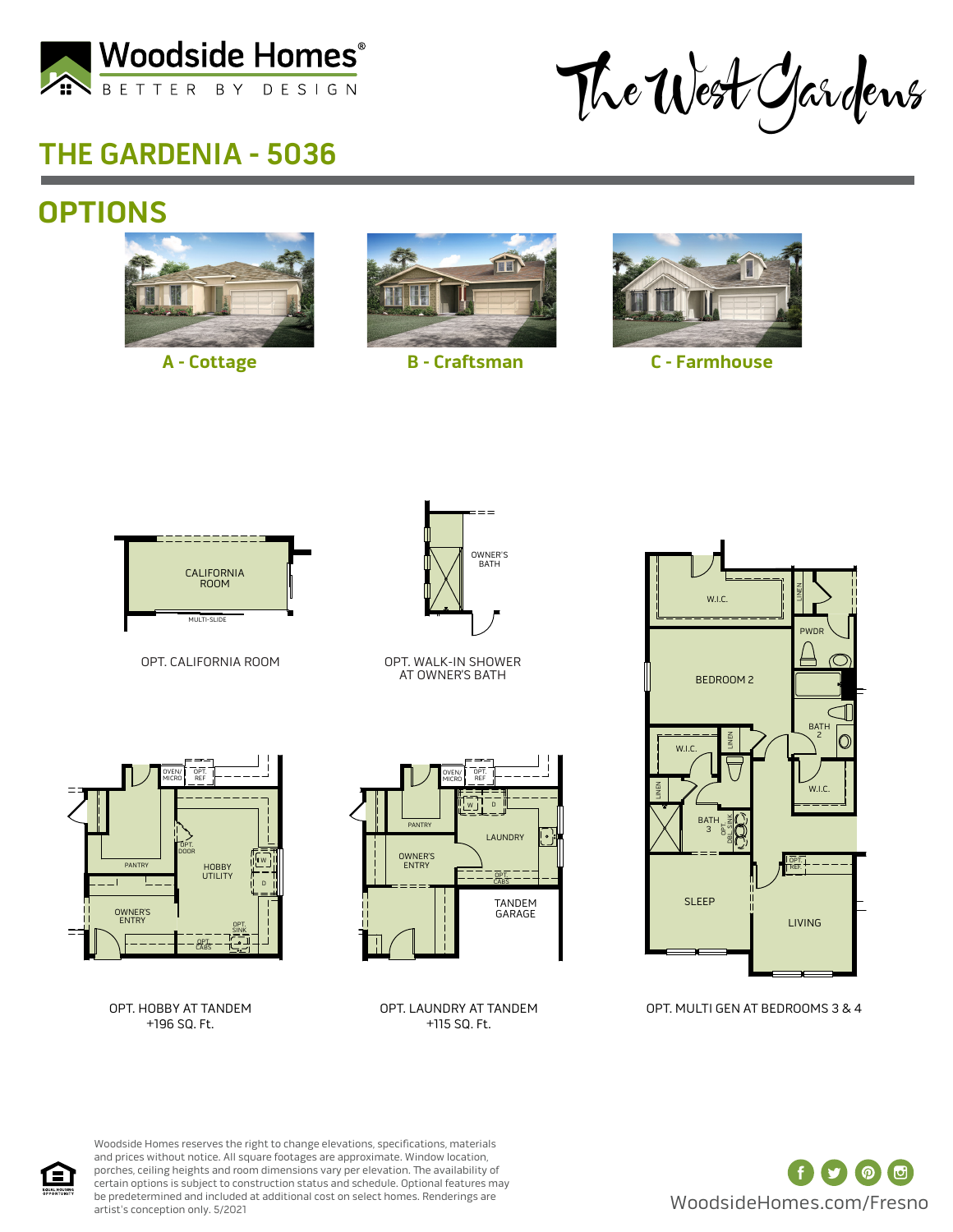Woodside Homes®

BETTER BY DESIGN

The West Gardens

# THE GARDENIA - 5036

## OPTIONS

A - Cottage

B - Craftsman

C - Farmhouse

CALIFORNIA ROOM

MULTI-SLIDE

OPT. CALIFORNIA ROOM

OWNER'S BATH

OPT. WALK-IN SHOWER AT OWNER'S BATH

W.I.C.

LINEN

PWDR

BEDROOM 2

BATH 2

W.I.C.

LINEN

LINEN

W.I.C.

BATH 3

OPT. DBL. SINK

OPT. REF.

SLEEP

LIVING

OVEN/ MICRO

OPT. REF

OPT. DOOR

PANTRY

HOBBY UTILITY

OWNER'S ENTRY

OPT. SINK

OPT. CABS

OPT. HOBBY AT TANDEM
+196 SQ. Ft.

OVEN/ MICRO

OPT. REF

PANTRY

OWNER'S ENTRY

LAUNDRY

OPT. CABS

TANDEM GARAGE

OPT. LAUNDRY AT TANDEM
+115 SQ. Ft.

OPT. MULTI GEN AT BEDROOMS 3 & 4

Woodside Homes reserves the right to change elevations, specifications, materials and prices without notice. All square footages are approximate. Window location, porches, ceiling heights and room dimensions vary per elevation. The availability of certain options is subject to construction status and schedule. Optional features may be predetermined and included at additional cost on select homes. Renderings are artist's conception only. 5/2021

EQUAL HOUSING OPPORTUNITY

WoodsideHomes.com/Fresno